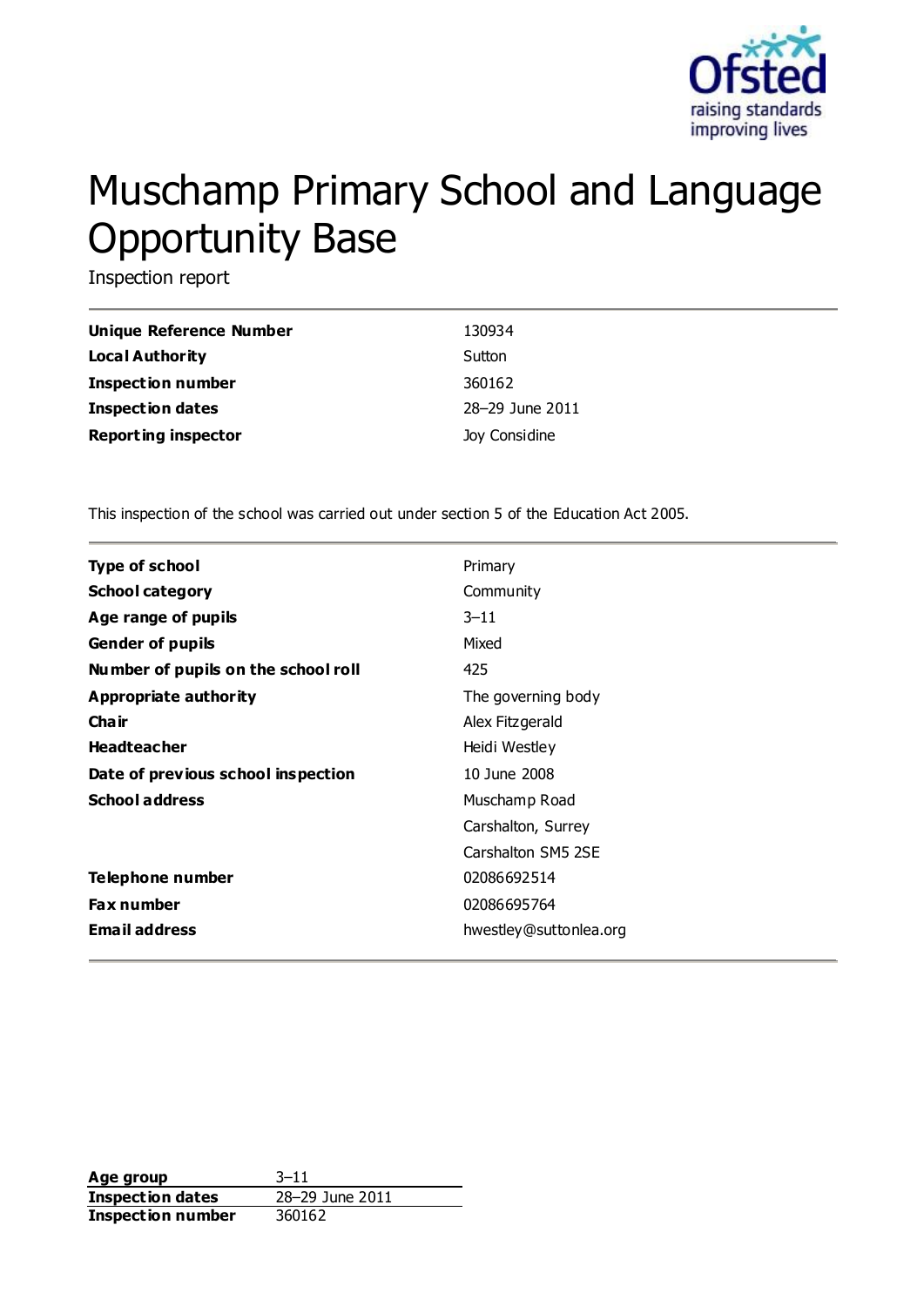# Muschamp Primary School and Language Opportunity Base

Inspection report

| | |
|---|---|
| **Unique Reference Number** | 130934 |
| **Local Authority** | Sutton |
| **Inspection number** | 360162 |
| **Inspection dates** | 28–29 June 2011 |
| **Reporting inspector** | Joy Considine |

This inspection of the school was carried out under section 5 of the Education Act 2005.

| | |
|---|---|
| **Type of school** | Primary |
| **School category** | Community |
| **Age range of pupils** | 3–11 |
| **Gender of pupils** | Mixed |
| **Number of pupils on the school roll** | 425 |
| **Appropriate authority** | The governing body |
| **Chair** | Alex Fitzgerald |
| **Headteacher** | Heidi Westley |
| **Date of previous school inspection** | 10 June 2008 |
| **School address** | Muschamp Road<br>Carshalton, Surrey<br>Carshalton SM5 2SE |
| **Telephone number** | 02086692514 |
| **Fax number** | 02086695764 |
| **Email address** | hwestley@suttonlea.org |

| | |
|---|---|
| **Age group** | 3–11 |
| **Inspection dates** | 28–29 June 2011 |
| **Inspection number** | 360162 |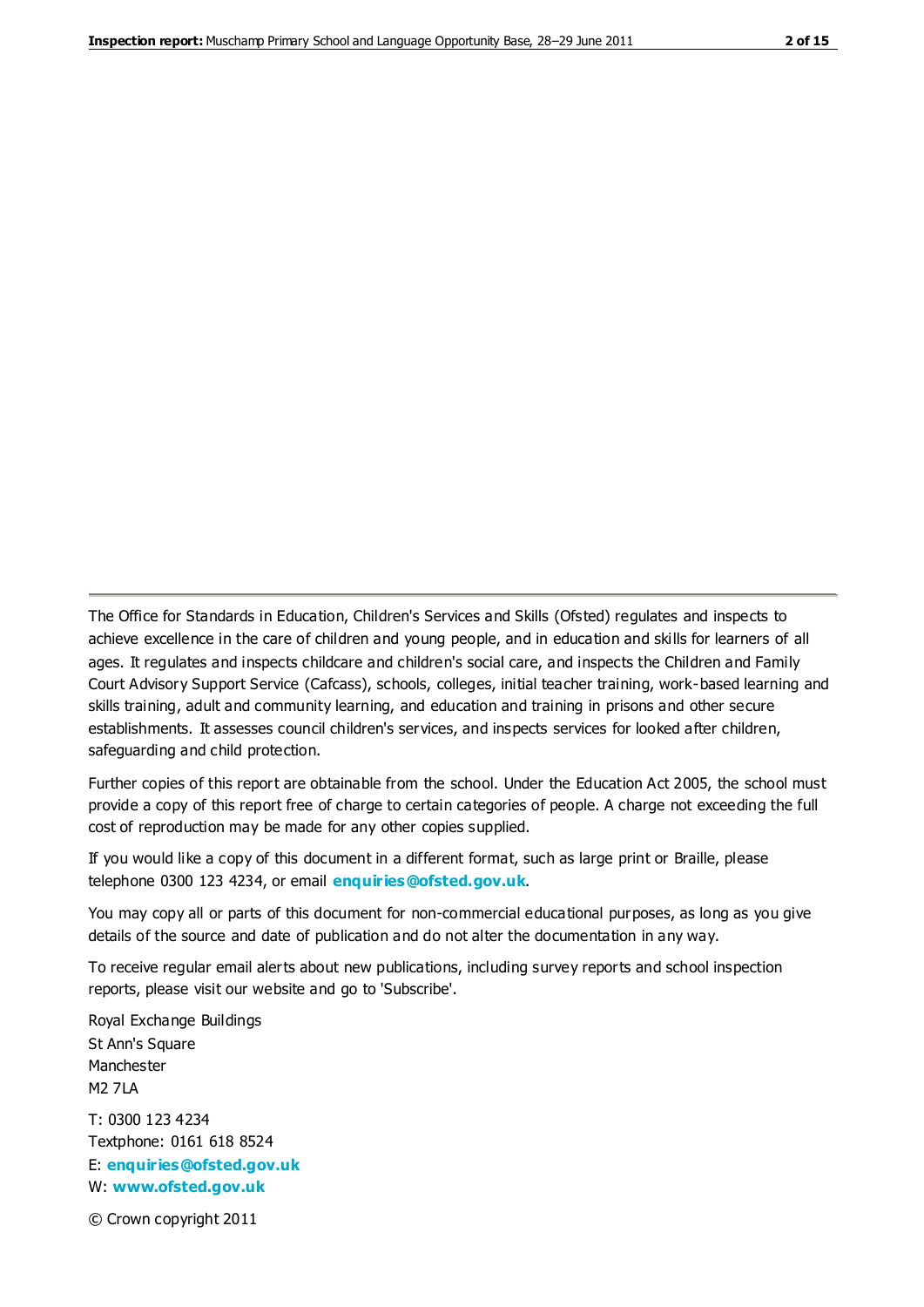The Office for Standards in Education, Children's Services and Skills (Ofsted) regulates and inspects to achieve excellence in the care of children and young people, and in education and skills for learners of all ages. It regulates and inspects childcare and children's social care, and inspects the Children and Family Court Advisory Support Service (Cafcass), schools, colleges, initial teacher training, work-based learning and skills training, adult and community learning, and education and training in prisons and other secure establishments. It assesses council children's services, and inspects services for looked after children, safeguarding and child protection.

Further copies of this report are obtainable from the school. Under the Education Act 2005, the school must provide a copy of this report free of charge to certain categories of people. A charge not exceeding the full cost of reproduction may be made for any other copies supplied.

If you would like a copy of this document in a different format, such as large print or Braille, please telephone 0300 123 4234, or email **enquiries@ofsted.gov.uk**.

You may copy all or parts of this document for non-commercial educational purposes, as long as you give details of the source and date of publication and do not alter the documentation in any way.

To receive regular email alerts about new publications, including survey reports and school inspection reports, please visit our website and go to 'Subscribe'.

Royal Exchange Buildings
St Ann's Square
Manchester
M2 7LA

T: 0300 123 4234
Textphone: 0161 618 8524
E: **enquiries@ofsted.gov.uk**
W: **www.ofsted.gov.uk**

© Crown copyright 2011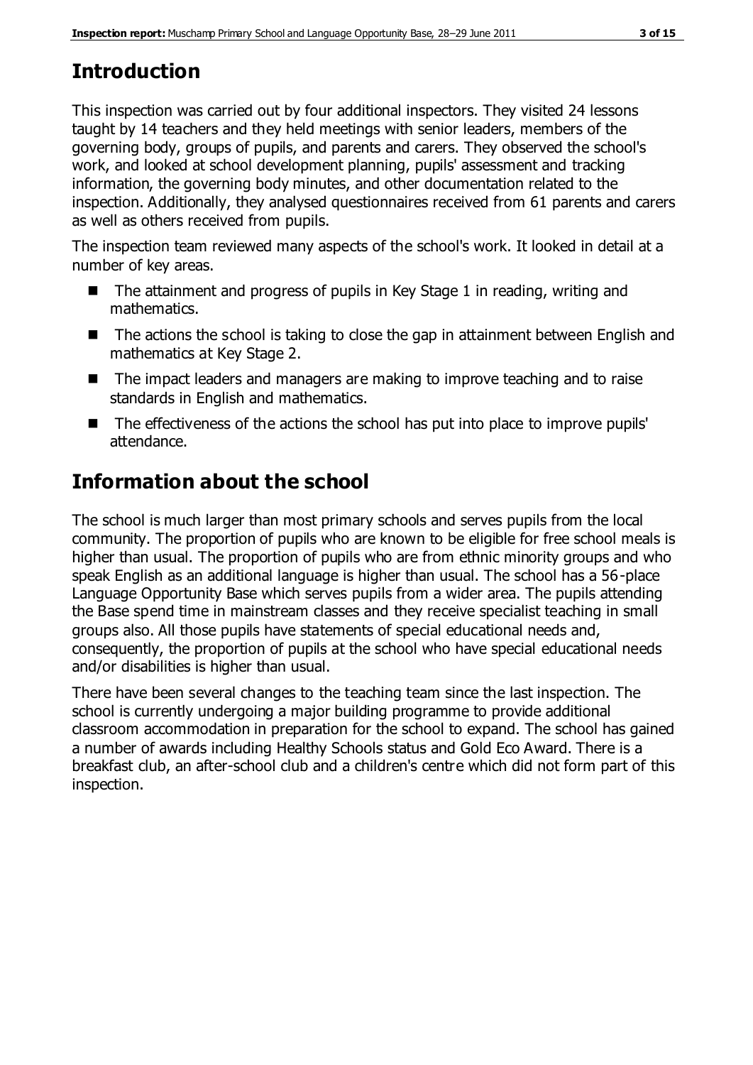# Introduction

This inspection was carried out by four additional inspectors. They visited 24 lessons taught by 14 teachers and they held meetings with senior leaders, members of the governing body, groups of pupils, and parents and carers. They observed the school's work, and looked at school development planning, pupils' assessment and tracking information, the governing body minutes, and other documentation related to the inspection. Additionally, they analysed questionnaires received from 61 parents and carers as well as others received from pupils.

The inspection team reviewed many aspects of the school's work. It looked in detail at a number of key areas.

- The attainment and progress of pupils in Key Stage 1 in reading, writing and mathematics.
- The actions the school is taking to close the gap in attainment between English and mathematics at Key Stage 2.
- The impact leaders and managers are making to improve teaching and to raise standards in English and mathematics.
- The effectiveness of the actions the school has put into place to improve pupils' attendance.

# Information about the school

The school is much larger than most primary schools and serves pupils from the local community. The proportion of pupils who are known to be eligible for free school meals is higher than usual. The proportion of pupils who are from ethnic minority groups and who speak English as an additional language is higher than usual. The school has a 56-place Language Opportunity Base which serves pupils from a wider area. The pupils attending the Base spend time in mainstream classes and they receive specialist teaching in small groups also. All those pupils have statements of special educational needs and, consequently, the proportion of pupils at the school who have special educational needs and/or disabilities is higher than usual.

There have been several changes to the teaching team since the last inspection. The school is currently undergoing a major building programme to provide additional classroom accommodation in preparation for the school to expand. The school has gained a number of awards including Healthy Schools status and Gold Eco Award. There is a breakfast club, an after-school club and a children's centre which did not form part of this inspection.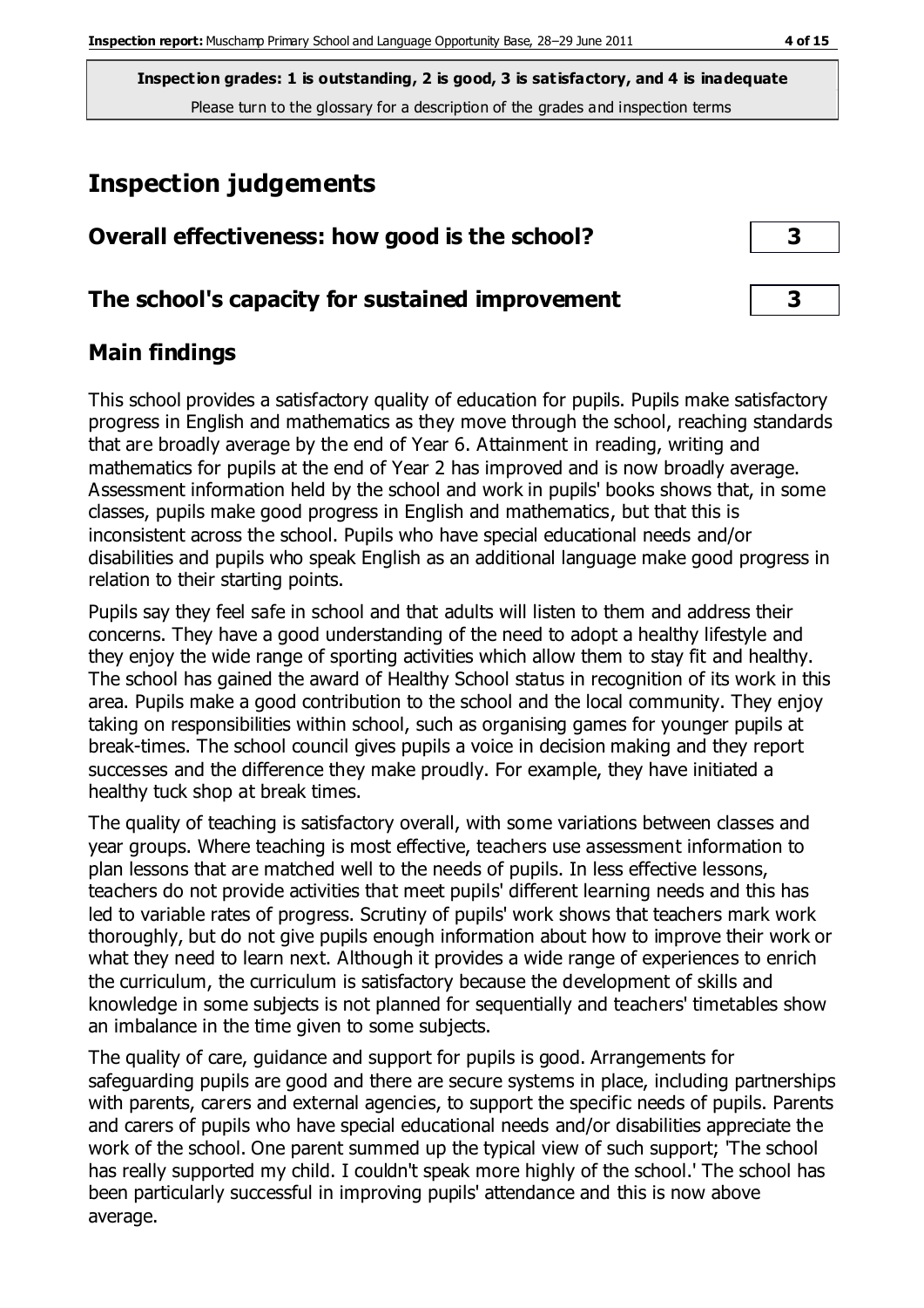**Inspection grades: 1 is outstanding, 2 is good, 3 is satisfactory, and 4 is inadequate**
Please turn to the glossary for a description of the grades and inspection terms

# Inspection judgements

| Overall effectiveness: how good is the school? | 3 |
| --- | --- |
| **The school's capacity for sustained improvement** | **3** |

## Main findings

This school provides a satisfactory quality of education for pupils. Pupils make satisfactory progress in English and mathematics as they move through the school, reaching standards that are broadly average by the end of Year 6. Attainment in reading, writing and mathematics for pupils at the end of Year 2 has improved and is now broadly average. Assessment information held by the school and work in pupils' books shows that, in some classes, pupils make good progress in English and mathematics, but that this is inconsistent across the school. Pupils who have special educational needs and/or disabilities and pupils who speak English as an additional language make good progress in relation to their starting points.

Pupils say they feel safe in school and that adults will listen to them and address their concerns. They have a good understanding of the need to adopt a healthy lifestyle and they enjoy the wide range of sporting activities which allow them to stay fit and healthy. The school has gained the award of Healthy School status in recognition of its work in this area. Pupils make a good contribution to the school and the local community. They enjoy taking on responsibilities within school, such as organising games for younger pupils at break-times. The school council gives pupils a voice in decision making and they report successes and the difference they make proudly. For example, they have initiated a healthy tuck shop at break times.

The quality of teaching is satisfactory overall, with some variations between classes and year groups. Where teaching is most effective, teachers use assessment information to plan lessons that are matched well to the needs of pupils. In less effective lessons, teachers do not provide activities that meet pupils' different learning needs and this has led to variable rates of progress. Scrutiny of pupils' work shows that teachers mark work thoroughly, but do not give pupils enough information about how to improve their work or what they need to learn next. Although it provides a wide range of experiences to enrich the curriculum, the curriculum is satisfactory because the development of skills and knowledge in some subjects is not planned for sequentially and teachers' timetables show an imbalance in the time given to some subjects.

The quality of care, guidance and support for pupils is good. Arrangements for safeguarding pupils are good and there are secure systems in place, including partnerships with parents, carers and external agencies, to support the specific needs of pupils. Parents and carers of pupils who have special educational needs and/or disabilities appreciate the work of the school. One parent summed up the typical view of such support; 'The school has really supported my child. I couldn't speak more highly of the school.' The school has been particularly successful in improving pupils' attendance and this is now above average.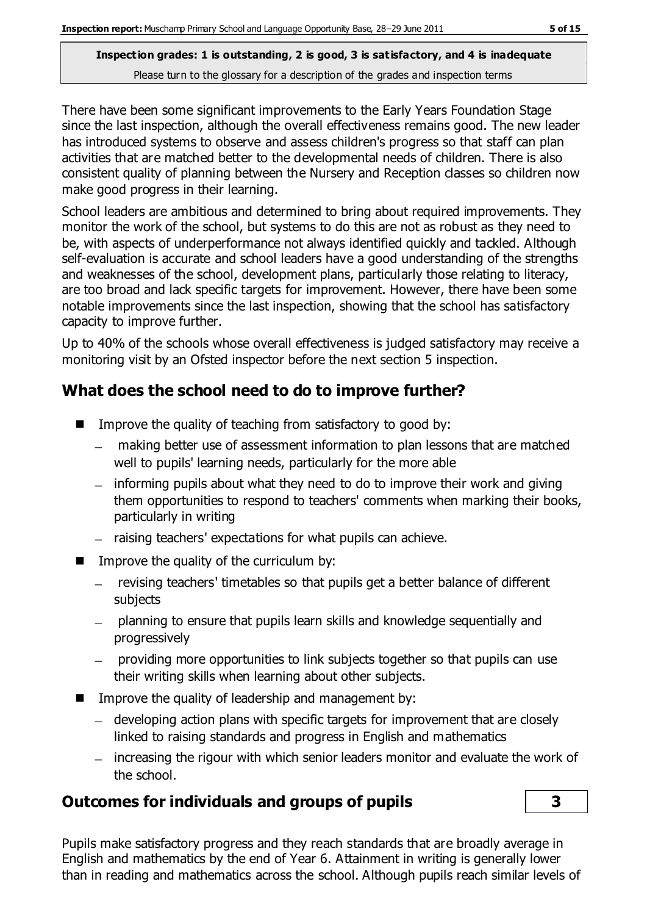**Inspection grades: 1 is outstanding, 2 is good, 3 is satisfactory, and 4 is inadequate**

Please turn to the glossary for a description of the grades and inspection terms

There have been some significant improvements to the Early Years Foundation Stage since the last inspection, although the overall effectiveness remains good. The new leader has introduced systems to observe and assess children's progress so that staff can plan activities that are matched better to the developmental needs of children. There is also consistent quality of planning between the Nursery and Reception classes so children now make good progress in their learning.

School leaders are ambitious and determined to bring about required improvements. They monitor the work of the school, but systems to do this are not as robust as they need to be, with aspects of underperformance not always identified quickly and tackled. Although self-evaluation is accurate and school leaders have a good understanding of the strengths and weaknesses of the school, development plans, particularly those relating to literacy, are too broad and lack specific targets for improvement. However, there have been some notable improvements since the last inspection, showing that the school has satisfactory capacity to improve further.

Up to 40% of the schools whose overall effectiveness is judged satisfactory may receive a monitoring visit by an Ofsted inspector before the next section 5 inspection.

## What does the school need to do to improve further?

- Improve the quality of teaching from satisfactory to good by:
  - making better use of assessment information to plan lessons that are matched well to pupils' learning needs, particularly for the more able
  - informing pupils about what they need to do to improve their work and giving them opportunities to respond to teachers' comments when marking their books, particularly in writing
  - raising teachers' expectations for what pupils can achieve.
- Improve the quality of the curriculum by:
  - revising teachers' timetables so that pupils get a better balance of different subjects
  - planning to ensure that pupils learn skills and knowledge sequentially and progressively
  - providing more opportunities to link subjects together so that pupils can use their writing skills when learning about other subjects.
- Improve the quality of leadership and management by:
  - developing action plans with specific targets for improvement that are closely linked to raising standards and progress in English and mathematics
  - increasing the rigour with which senior leaders monitor and evaluate the work of the school.

## Outcomes for individuals and groups of pupils | 3

Pupils make satisfactory progress and they reach standards that are broadly average in English and mathematics by the end of Year 6. Attainment in writing is generally lower than in reading and mathematics across the school. Although pupils reach similar levels of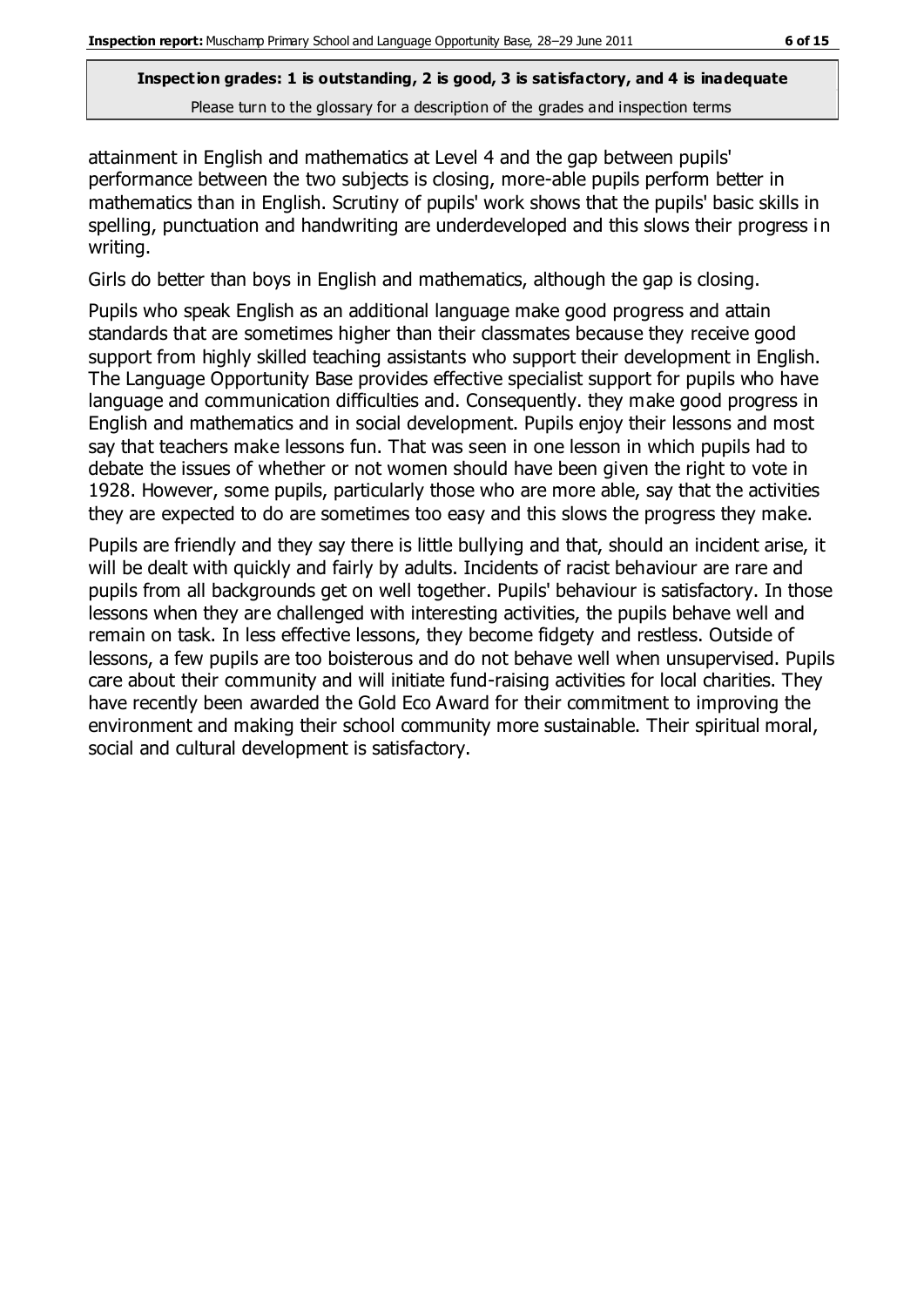attainment in English and mathematics at Level 4 and the gap between pupils' performance between the two subjects is closing, more-able pupils perform better in mathematics than in English. Scrutiny of pupils' work shows that the pupils' basic skills in spelling, punctuation and handwriting are underdeveloped and this slows their progress in writing.

Girls do better than boys in English and mathematics, although the gap is closing.

Pupils who speak English as an additional language make good progress and attain standards that are sometimes higher than their classmates because they receive good support from highly skilled teaching assistants who support their development in English. The Language Opportunity Base provides effective specialist support for pupils who have language and communication difficulties and. Consequently. they make good progress in English and mathematics and in social development. Pupils enjoy their lessons and most say that teachers make lessons fun. That was seen in one lesson in which pupils had to debate the issues of whether or not women should have been given the right to vote in 1928. However, some pupils, particularly those who are more able, say that the activities they are expected to do are sometimes too easy and this slows the progress they make.

Pupils are friendly and they say there is little bullying and that, should an incident arise, it will be dealt with quickly and fairly by adults. Incidents of racist behaviour are rare and pupils from all backgrounds get on well together. Pupils' behaviour is satisfactory. In those lessons when they are challenged with interesting activities, the pupils behave well and remain on task. In less effective lessons, they become fidgety and restless. Outside of lessons, a few pupils are too boisterous and do not behave well when unsupervised. Pupils care about their community and will initiate fund-raising activities for local charities. They have recently been awarded the Gold Eco Award for their commitment to improving the environment and making their school community more sustainable. Their spiritual moral, social and cultural development is satisfactory.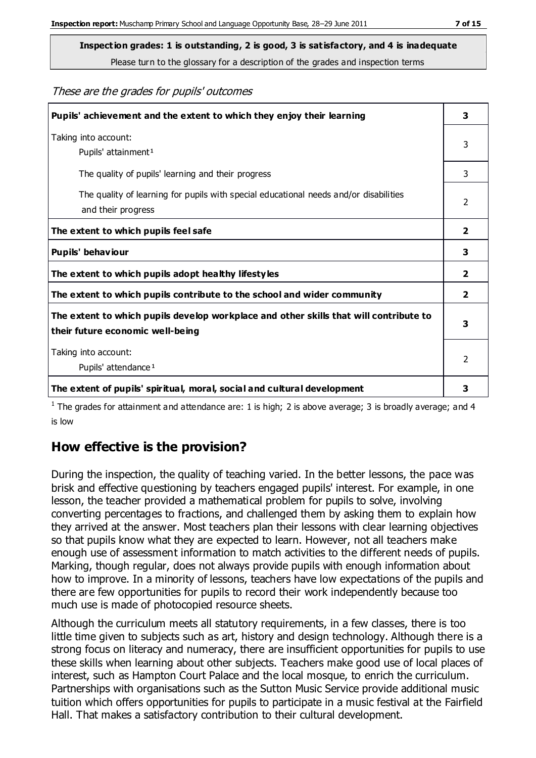**Inspection grades: 1 is outstanding, 2 is good, 3 is satisfactory, and 4 is inadequate**

Please turn to the glossary for a description of the grades and inspection terms

*These are the grades for pupils' outcomes*

| | |
|---|---|
| **Pupils' achievement and the extent to which they enjoy their learning** | **3** |
| Taking into account: Pupils' attainment[1] | 3 |
| The quality of pupils' learning and their progress | 3 |
| The quality of learning for pupils with special educational needs and/or disabilities and their progress | 2 |
| **The extent to which pupils feel safe** | **2** |
| **Pupils' behaviour** | **3** |
| **The extent to which pupils adopt healthy lifestyles** | **2** |
| **The extent to which pupils contribute to the school and wider community** | **2** |
| **The extent to which pupils develop workplace and other skills that will contribute to their future economic well-being** | **3** |
| Taking into account: Pupils' attendance[1] | 2 |
| **The extent of pupils' spiritual, moral, social and cultural development** | **3** |

[1] The grades for attainment and attendance are: 1 is high; 2 is above average; 3 is broadly average; and 4 is low

## How effective is the provision?

During the inspection, the quality of teaching varied. In the better lessons, the pace was brisk and effective questioning by teachers engaged pupils' interest. For example, in one lesson, the teacher provided a mathematical problem for pupils to solve, involving converting percentages to fractions, and challenged them by asking them to explain how they arrived at the answer. Most teachers plan their lessons with clear learning objectives so that pupils know what they are expected to learn. However, not all teachers make enough use of assessment information to match activities to the different needs of pupils. Marking, though regular, does not always provide pupils with enough information about how to improve. In a minority of lessons, teachers have low expectations of the pupils and there are few opportunities for pupils to record their work independently because too much use is made of photocopied resource sheets.

Although the curriculum meets all statutory requirements, in a few classes, there is too little time given to subjects such as art, history and design technology. Although there is a strong focus on literacy and numeracy, there are insufficient opportunities for pupils to use these skills when learning about other subjects. Teachers make good use of local places of interest, such as Hampton Court Palace and the local mosque, to enrich the curriculum. Partnerships with organisations such as the Sutton Music Service provide additional music tuition which offers opportunities for pupils to participate in a music festival at the Fairfield Hall. That makes a satisfactory contribution to their cultural development.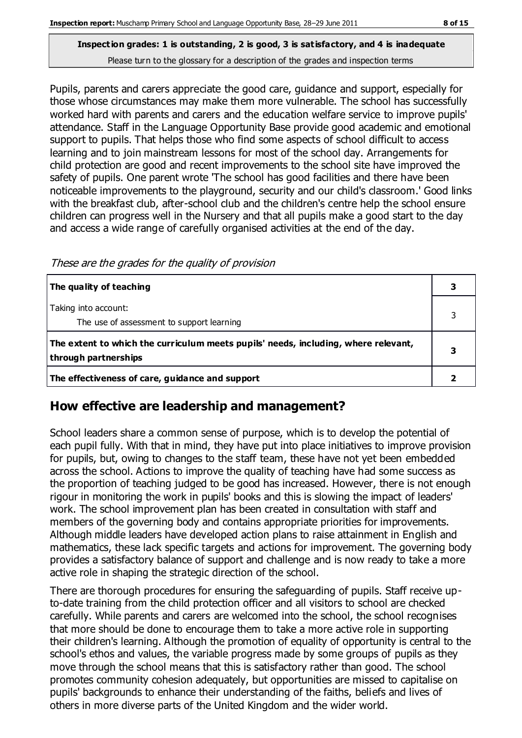**Inspection grades: 1 is outstanding, 2 is good, 3 is satisfactory, and 4 is inadequate**

Please turn to the glossary for a description of the grades and inspection terms

Pupils, parents and carers appreciate the good care, guidance and support, especially for those whose circumstances may make them more vulnerable. The school has successfully worked hard with parents and carers and the education welfare service to improve pupils' attendance. Staff in the Language Opportunity Base provide good academic and emotional support to pupils. That helps those who find some aspects of school difficult to access learning and to join mainstream lessons for most of the school day. Arrangements for child protection are good and recent improvements to the school site have improved the safety of pupils. One parent wrote 'The school has good facilities and there have been noticeable improvements to the playground, security and our child's classroom.' Good links with the breakfast club, after-school club and the children's centre help the school ensure children can progress well in the Nursery and that all pupils make a good start to the day and access a wide range of carefully organised activities at the end of the day.

*These are the grades for the quality of provision*

| | |
|---|---|
| **The quality of teaching** | **3** |
| Taking into account:<br>The use of assessment to support learning | 3 |
| **The extent to which the curriculum meets pupils' needs, including, where relevant, through partnerships** | **3** |
| **The effectiveness of care, guidance and support** | **2** |

## How effective are leadership and management?

School leaders share a common sense of purpose, which is to develop the potential of each pupil fully. With that in mind, they have put into place initiatives to improve provision for pupils, but, owing to changes to the staff team, these have not yet been embedded across the school. Actions to improve the quality of teaching have had some success as the proportion of teaching judged to be good has increased. However, there is not enough rigour in monitoring the work in pupils' books and this is slowing the impact of leaders' work. The school improvement plan has been created in consultation with staff and members of the governing body and contains appropriate priorities for improvements. Although middle leaders have developed action plans to raise attainment in English and mathematics, these lack specific targets and actions for improvement. The governing body provides a satisfactory balance of support and challenge and is now ready to take a more active role in shaping the strategic direction of the school.

There are thorough procedures for ensuring the safeguarding of pupils. Staff receive up-to-date training from the child protection officer and all visitors to school are checked carefully. While parents and carers are welcomed into the school, the school recognises that more should be done to encourage them to take a more active role in supporting their children's learning. Although the promotion of equality of opportunity is central to the school's ethos and values, the variable progress made by some groups of pupils as they move through the school means that this is satisfactory rather than good. The school promotes community cohesion adequately, but opportunities are missed to capitalise on pupils' backgrounds to enhance their understanding of the faiths, beliefs and lives of others in more diverse parts of the United Kingdom and the wider world.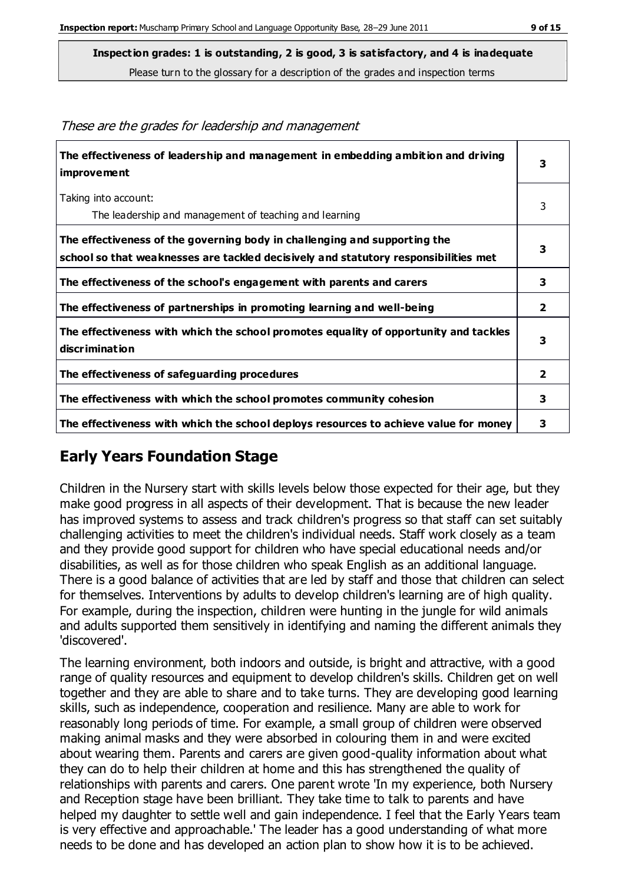**Inspection grades: 1 is outstanding, 2 is good, 3 is satisfactory, and 4 is inadequate**
Please turn to the glossary for a description of the grades and inspection terms

*These are the grades for leadership and management*

| | |
|---|---|
| **The effectiveness of leadership and management in embedding ambition and driving improvement** | **3** |
| Taking into account: The leadership and management of teaching and learning | 3 |
| **The effectiveness of the governing body in challenging and supporting the school so that weaknesses are tackled decisively and statutory responsibilities met** | **3** |
| **The effectiveness of the school's engagement with parents and carers** | **3** |
| **The effectiveness of partnerships in promoting learning and well-being** | **2** |
| **The effectiveness with which the school promotes equality of opportunity and tackles discrimination** | **3** |
| **The effectiveness of safeguarding procedures** | **2** |
| **The effectiveness with which the school promotes community cohesion** | **3** |
| **The effectiveness with which the school deploys resources to achieve value for money** | **3** |

## Early Years Foundation Stage

Children in the Nursery start with skills levels below those expected for their age, but they make good progress in all aspects of their development. That is because the new leader has improved systems to assess and track children's progress so that staff can set suitably challenging activities to meet the children's individual needs. Staff work closely as a team and they provide good support for children who have special educational needs and/or disabilities, as well as for those children who speak English as an additional language. There is a good balance of activities that are led by staff and those that children can select for themselves. Interventions by adults to develop children's learning are of high quality. For example, during the inspection, children were hunting in the jungle for wild animals and adults supported them sensitively in identifying and naming the different animals they 'discovered'.

The learning environment, both indoors and outside, is bright and attractive, with a good range of quality resources and equipment to develop children's skills. Children get on well together and they are able to share and to take turns. They are developing good learning skills, such as independence, cooperation and resilience. Many are able to work for reasonably long periods of time. For example, a small group of children were observed making animal masks and they were absorbed in colouring them in and were excited about wearing them. Parents and carers are given good-quality information about what they can do to help their children at home and this has strengthened the quality of relationships with parents and carers. One parent wrote 'In my experience, both Nursery and Reception stage have been brilliant. They take time to talk to parents and have helped my daughter to settle well and gain independence. I feel that the Early Years team is very effective and approachable.' The leader has a good understanding of what more needs to be done and has developed an action plan to show how it is to be achieved.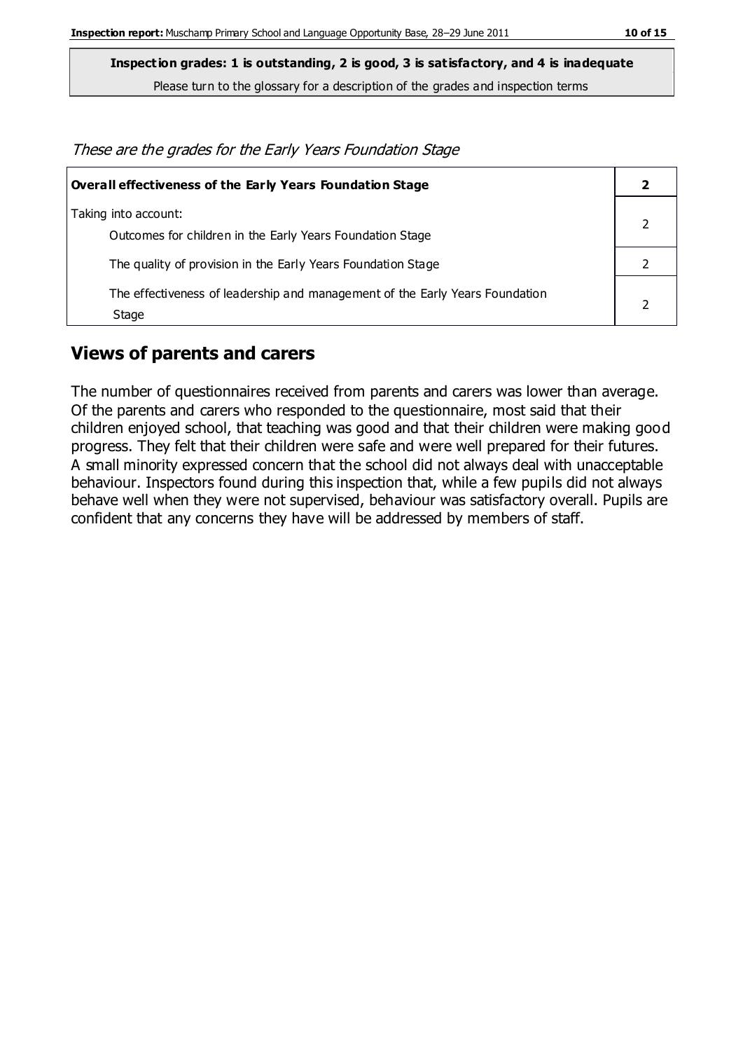**Inspection grades: 1 is outstanding, 2 is good, 3 is satisfactory, and 4 is inadequate**

Please turn to the glossary for a description of the grades and inspection terms

*These are the grades for the Early Years Foundation Stage*

| **Overall effectiveness of the Early Years Foundation Stage** | **2** |
|---|---|
| Taking into account:<br>Outcomes for children in the Early Years Foundation Stage | 2 |
| The quality of provision in the Early Years Foundation Stage | 2 |
| The effectiveness of leadership and management of the Early Years Foundation Stage | 2 |

## Views of parents and carers

The number of questionnaires received from parents and carers was lower than average. Of the parents and carers who responded to the questionnaire, most said that their children enjoyed school, that teaching was good and that their children were making good progress. They felt that their children were safe and were well prepared for their futures. A small minority expressed concern that the school did not always deal with unacceptable behaviour. Inspectors found during this inspection that, while a few pupils did not always behave well when they were not supervised, behaviour was satisfactory overall. Pupils are confident that any concerns they have will be addressed by members of staff.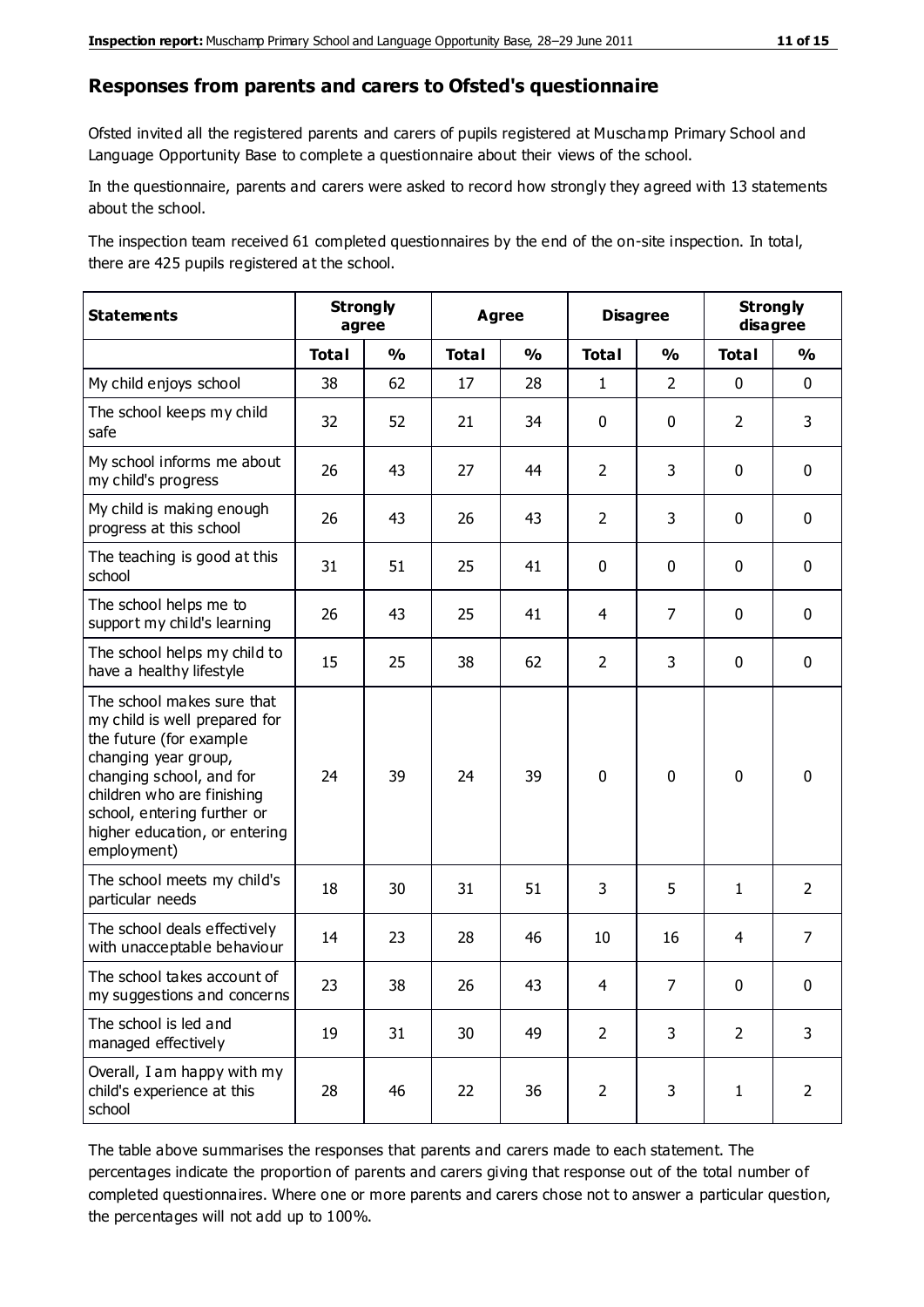## Responses from parents and carers to Ofsted's questionnaire

Ofsted invited all the registered parents and carers of pupils registered at Muschamp Primary School and Language Opportunity Base to complete a questionnaire about their views of the school.

In the questionnaire, parents and carers were asked to record how strongly they agreed with 13 statements about the school.

The inspection team received 61 completed questionnaires by the end of the on-site inspection. In total, there are 425 pupils registered at the school.

| Statements | Strongly agree | | Agree | | Disagree | | Strongly disagree | |
|---|---|---|---|---|---|---|---|---|
| | Total | % | Total | % | Total | % | Total | % |
| My child enjoys school | 38 | 62 | 17 | 28 | 1 | 2 | 0 | 0 |
| The school keeps my child safe | 32 | 52 | 21 | 34 | 0 | 0 | 2 | 3 |
| My school informs me about my child's progress | 26 | 43 | 27 | 44 | 2 | 3 | 0 | 0 |
| My child is making enough progress at this school | 26 | 43 | 26 | 43 | 2 | 3 | 0 | 0 |
| The teaching is good at this school | 31 | 51 | 25 | 41 | 0 | 0 | 0 | 0 |
| The school helps me to support my child's learning | 26 | 43 | 25 | 41 | 4 | 7 | 0 | 0 |
| The school helps my child to have a healthy lifestyle | 15 | 25 | 38 | 62 | 2 | 3 | 0 | 0 |
| The school makes sure that my child is well prepared for the future (for example changing year group, changing school, and for children who are finishing school, entering further or higher education, or entering employment) | 24 | 39 | 24 | 39 | 0 | 0 | 0 | 0 |
| The school meets my child's particular needs | 18 | 30 | 31 | 51 | 3 | 5 | 1 | 2 |
| The school deals effectively with unacceptable behaviour | 14 | 23 | 28 | 46 | 10 | 16 | 4 | 7 |
| The school takes account of my suggestions and concerns | 23 | 38 | 26 | 43 | 4 | 7 | 0 | 0 |
| The school is led and managed effectively | 19 | 31 | 30 | 49 | 2 | 3 | 2 | 3 |
| Overall, I am happy with my child's experience at this school | 28 | 46 | 22 | 36 | 2 | 3 | 1 | 2 |

The table above summarises the responses that parents and carers made to each statement. The percentages indicate the proportion of parents and carers giving that response out of the total number of completed questionnaires. Where one or more parents and carers chose not to answer a particular question, the percentages will not add up to 100%.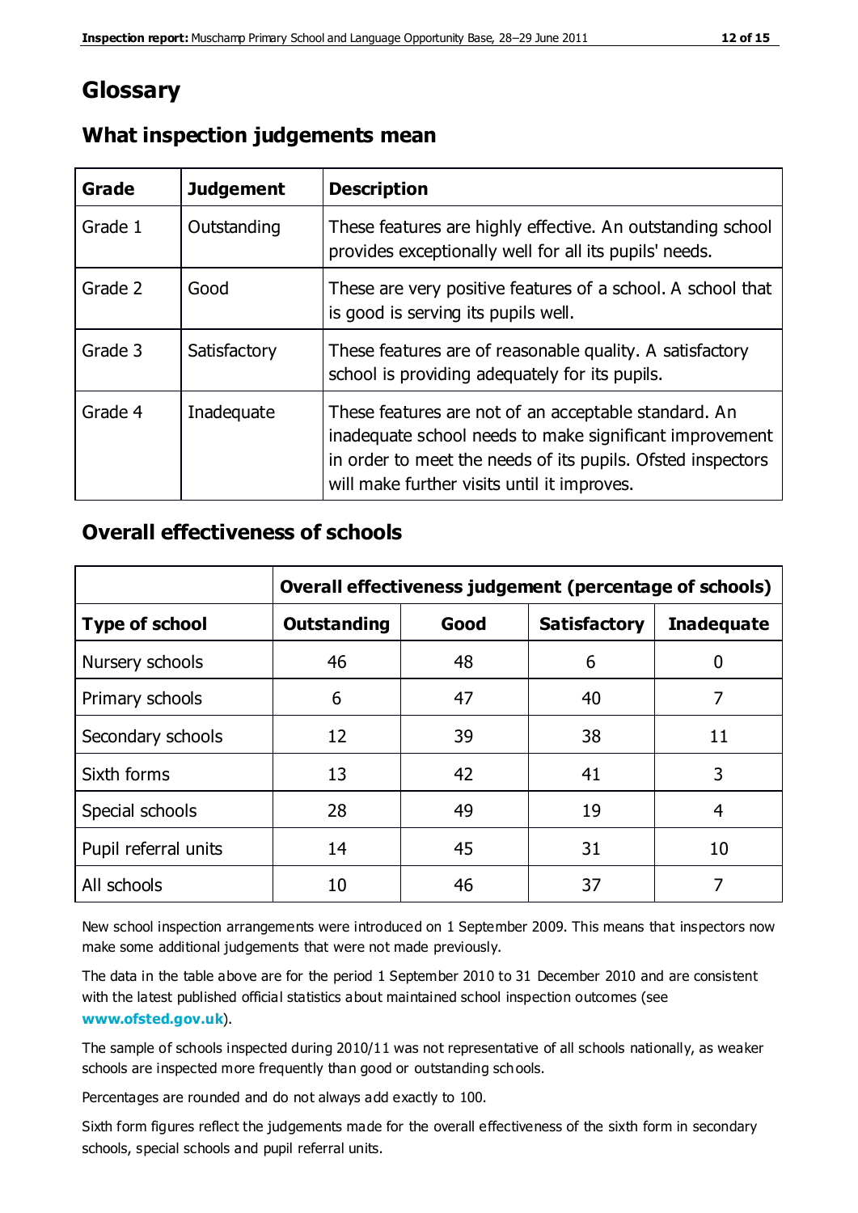# Glossary

## What inspection judgements mean

| Grade | Judgement | Description |
|---|---|---|
| Grade 1 | Outstanding | These features are highly effective. An outstanding school provides exceptionally well for all its pupils' needs. |
| Grade 2 | Good | These are very positive features of a school. A school that is good is serving its pupils well. |
| Grade 3 | Satisfactory | These features are of reasonable quality. A satisfactory school is providing adequately for its pupils. |
| Grade 4 | Inadequate | These features are not of an acceptable standard. An inadequate school needs to make significant improvement in order to meet the needs of its pupils. Ofsted inspectors will make further visits until it improves. |

## Overall effectiveness of schools

| | Overall effectiveness judgement (percentage of schools) | | | |
|---|---|---|---|---|
| **Type of school** | **Outstanding** | **Good** | **Satisfactory** | **Inadequate** |
| Nursery schools | 46 | 48 | 6 | 0 |
| Primary schools | 6 | 47 | 40 | 7 |
| Secondary schools | 12 | 39 | 38 | 11 |
| Sixth forms | 13 | 42 | 41 | 3 |
| Special schools | 28 | 49 | 19 | 4 |
| Pupil referral units | 14 | 45 | 31 | 10 |
| All schools | 10 | 46 | 37 | 7 |

New school inspection arrangements were introduced on 1 September 2009. This means that inspectors now make some additional judgements that were not made previously.

The data in the table above are for the period 1 September 2010 to 31 December 2010 and are consistent with the latest published official statistics about maintained school inspection outcomes (see **www.ofsted.gov.uk**).

The sample of schools inspected during 2010/11 was not representative of all schools nationally, as weaker schools are inspected more frequently than good or outstanding schools.

Percentages are rounded and do not always add exactly to 100.

Sixth form figures reflect the judgements made for the overall effectiveness of the sixth form in secondary schools, special schools and pupil referral units.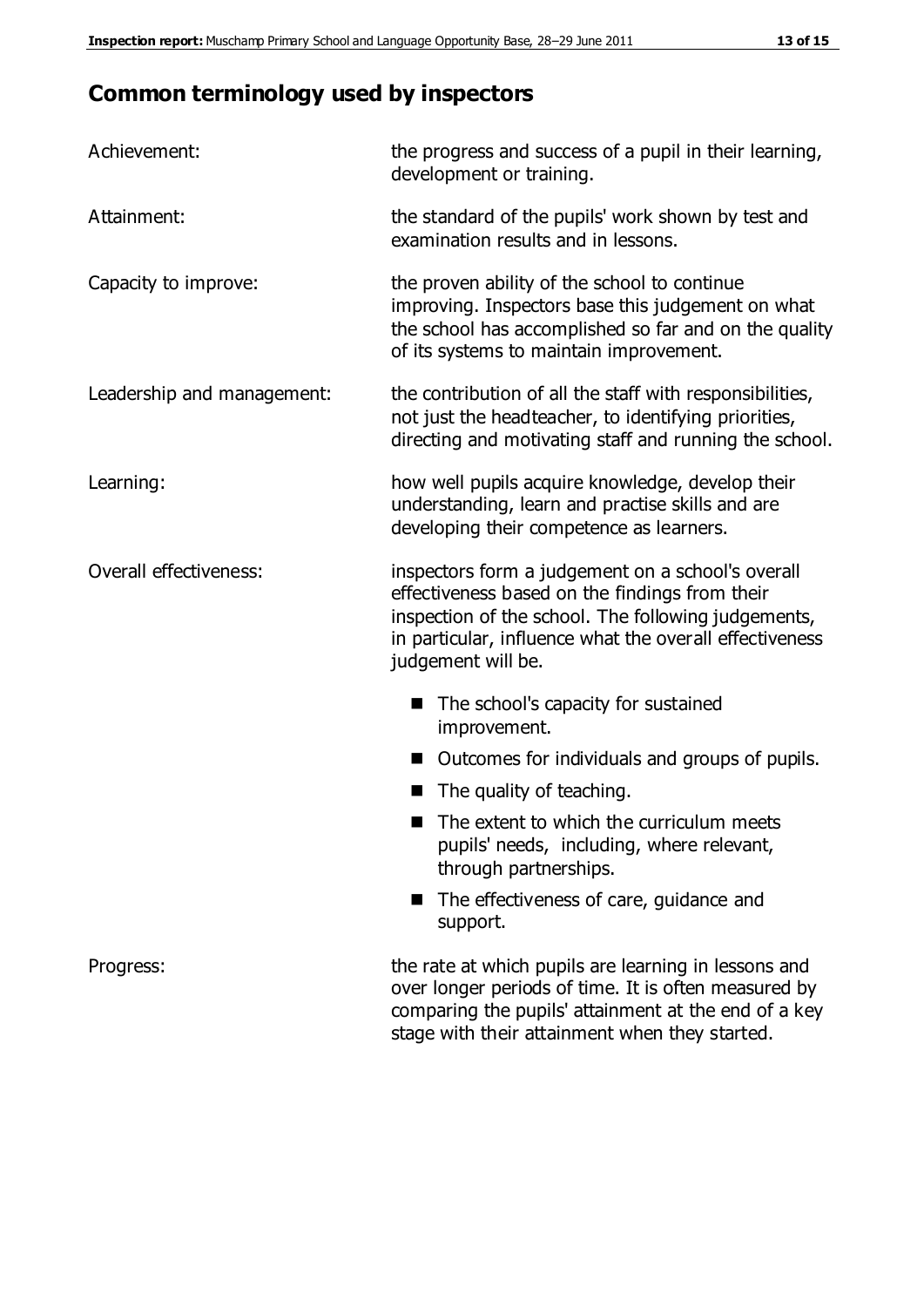## Common terminology used by inspectors

| | |
|---|---|
| Achievement: | the progress and success of a pupil in their learning, development or training. |
| Attainment: | the standard of the pupils' work shown by test and examination results and in lessons. |
| Capacity to improve: | the proven ability of the school to continue improving. Inspectors base this judgement on what the school has accomplished so far and on the quality of its systems to maintain improvement. |
| Leadership and management: | the contribution of all the staff with responsibilities, not just the headteacher, to identifying priorities, directing and motivating staff and running the school. |
| Learning: | how well pupils acquire knowledge, develop their understanding, learn and practise skills and are developing their competence as learners. |
| Overall effectiveness: | inspectors form a judgement on a school's overall effectiveness based on the findings from their inspection of the school. The following judgements, in particular, influence what the overall effectiveness judgement will be.<br>■ The school's capacity for sustained improvement.<br>■ Outcomes for individuals and groups of pupils.<br>■ The quality of teaching.<br>■ The extent to which the curriculum meets pupils' needs, including, where relevant, through partnerships.<br>■ The effectiveness of care, guidance and support. |
| Progress: | the rate at which pupils are learning in lessons and over longer periods of time. It is often measured by comparing the pupils' attainment at the end of a key stage with their attainment when they started. |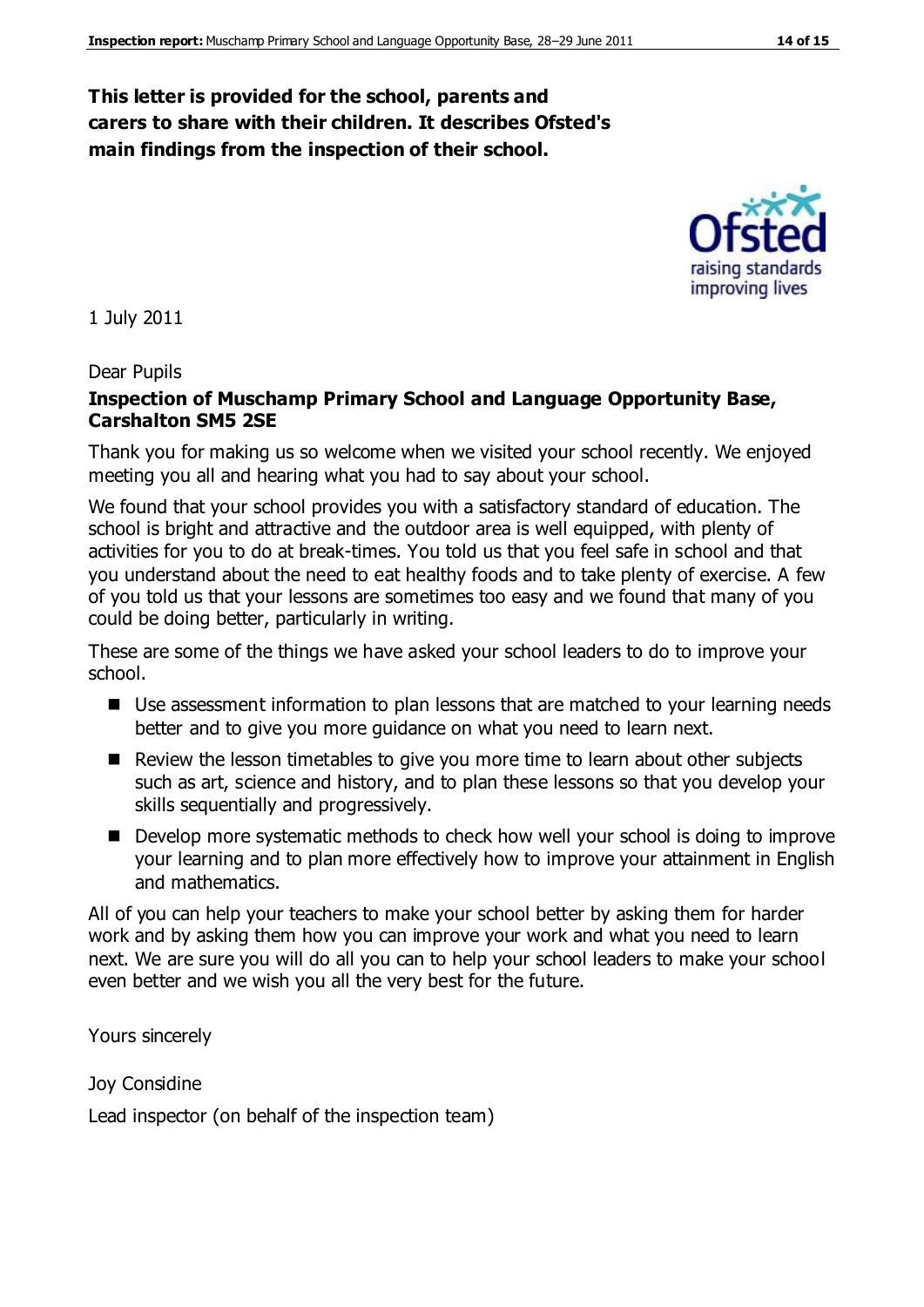**This letter is provided for the school, parents and carers to share with their children. It describes Ofsted's main findings from the inspection of their school.**

1 July 2011

Dear Pupils

**Inspection of Muschamp Primary School and Language Opportunity Base, Carshalton SM5 2SE**

Thank you for making us so welcome when we visited your school recently. We enjoyed meeting you all and hearing what you had to say about your school.

We found that your school provides you with a satisfactory standard of education. The school is bright and attractive and the outdoor area is well equipped, with plenty of activities for you to do at break-times. You told us that you feel safe in school and that you understand about the need to eat healthy foods and to take plenty of exercise. A few of you told us that your lessons are sometimes too easy and we found that many of you could be doing better, particularly in writing.

These are some of the things we have asked your school leaders to do to improve your school.

- Use assessment information to plan lessons that are matched to your learning needs better and to give you more guidance on what you need to learn next.
- Review the lesson timetables to give you more time to learn about other subjects such as art, science and history, and to plan these lessons so that you develop your skills sequentially and progressively.
- Develop more systematic methods to check how well your school is doing to improve your learning and to plan more effectively how to improve your attainment in English and mathematics.

All of you can help your teachers to make your school better by asking them for harder work and by asking them how you can improve your work and what you need to learn next. We are sure you will do all you can to help your school leaders to make your school even better and we wish you all the very best for the future.

Yours sincerely

Joy Considine

Lead inspector (on behalf of the inspection team)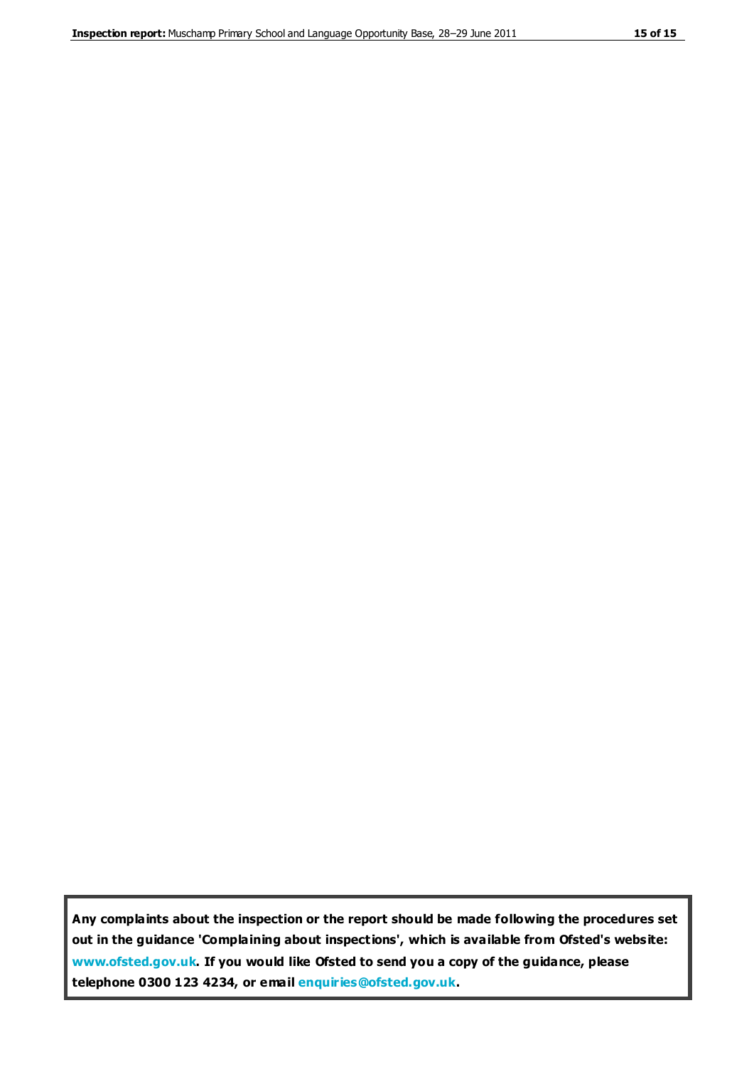**Any complaints about the inspection or the report should be made following the procedures set out in the guidance 'Complaining about inspections', which is available from Ofsted's website: www.ofsted.gov.uk. If you would like Ofsted to send you a copy of the guidance, please telephone 0300 123 4234, or email enquiries@ofsted.gov.uk.**